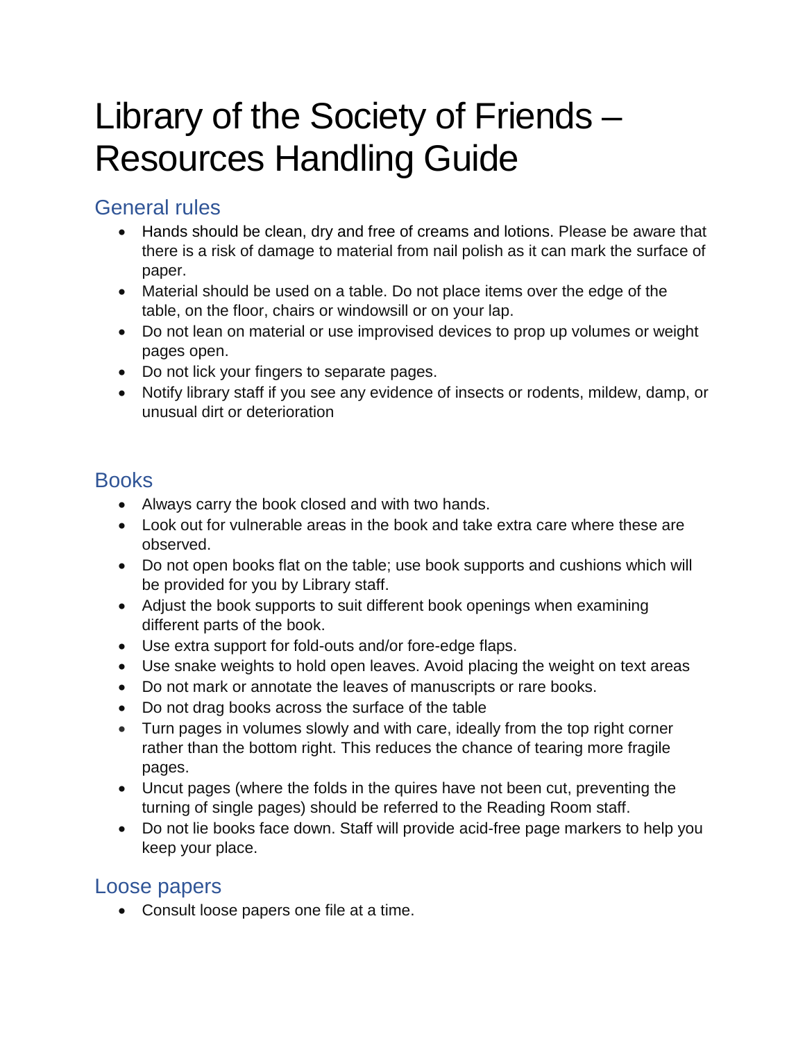# Library of the Society of Friends – Resources Handling Guide

## General rules

- Hands should be clean, dry and free of creams and lotions. Please be aware that there is a risk of damage to material from nail polish as it can mark the surface of paper.
- Material should be used on a table. Do not place items over the edge of the table, on the floor, chairs or windowsill or on your lap.
- Do not lean on material or use improvised devices to prop up volumes or weight pages open.
- Do not lick your fingers to separate pages.
- Notify library staff if you see any evidence of insects or rodents, mildew, damp, or unusual dirt or deterioration

## Books

- Always carry the book closed and with two hands.
- Look out for vulnerable areas in the book and take extra care where these are observed.
- Do not open books flat on the table; use book supports and cushions which will be provided for you by Library staff.
- Adjust the book supports to suit different book openings when examining different parts of the book.
- Use extra support for fold-outs and/or fore-edge flaps.
- Use snake weights to hold open leaves. Avoid placing the weight on text areas
- Do not mark or annotate the leaves of manuscripts or rare books.
- Do not drag books across the surface of the table
- Turn pages in volumes slowly and with care, ideally from the top right corner rather than the bottom right. This reduces the chance of tearing more fragile pages.
- Uncut pages (where the folds in the quires have not been cut, preventing the turning of single pages) should be referred to the Reading Room staff.
- Do not lie books face down. Staff will provide acid-free page markers to help you keep your place.

## Loose papers

- Consult loose papers one file at a time.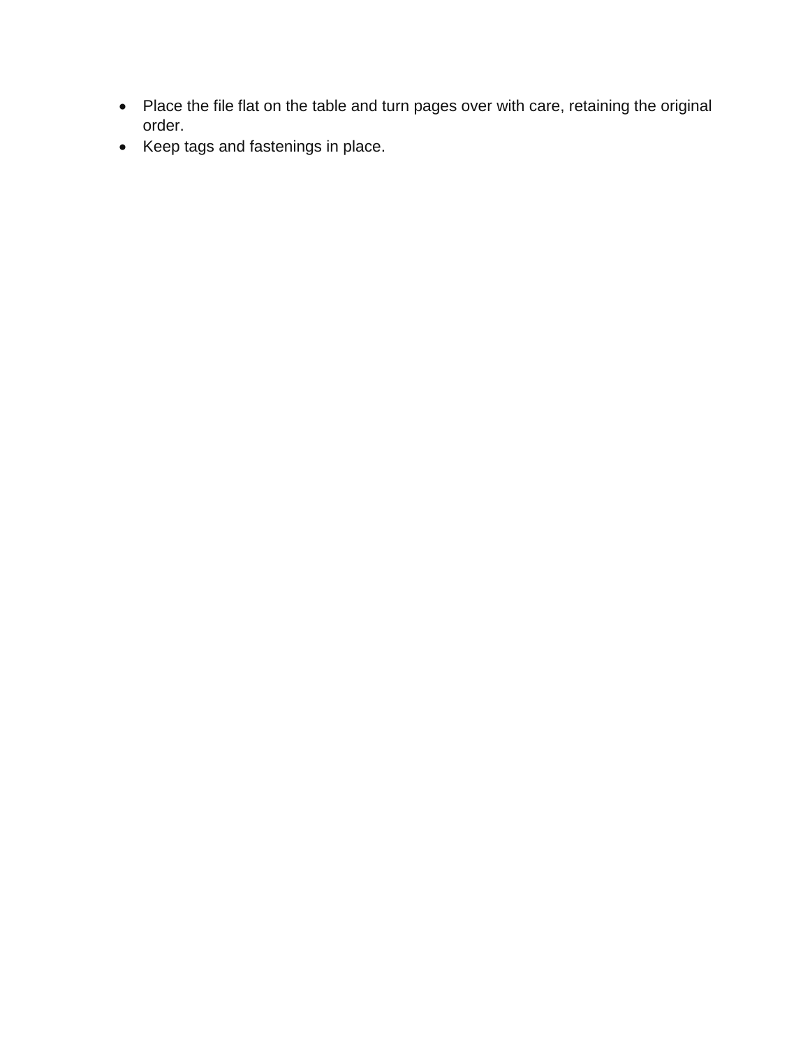- Place the file flat on the table and turn pages over with care, retaining the original order.
- Keep tags and fastenings in place.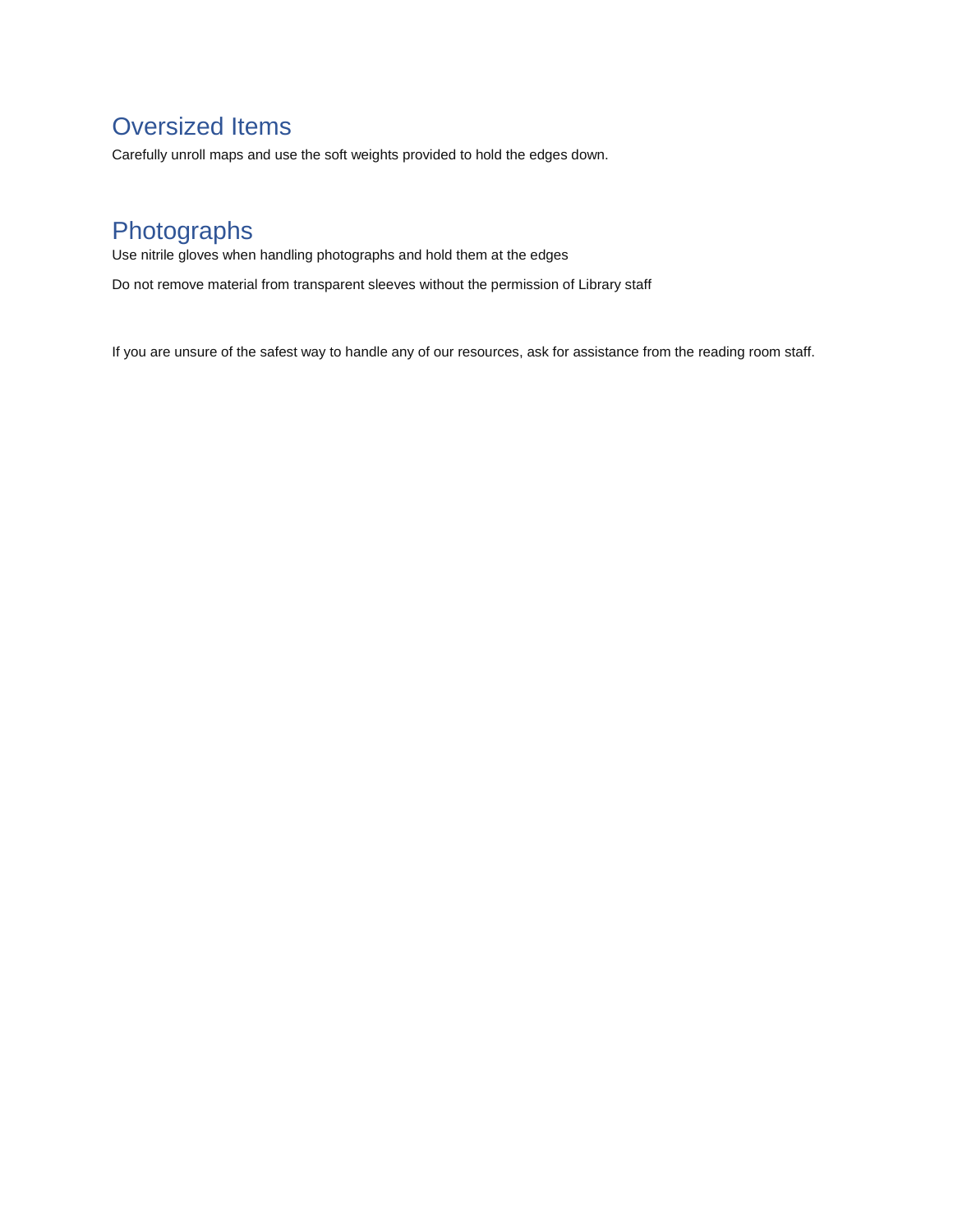## Oversized Items

Carefully unroll maps and use the soft weights provided to hold the edges down.

## Photographs

Use nitrile gloves when handling photographs and hold them at the edges

Do not remove material from transparent sleeves without the permission of Library staff

If you are unsure of the safest way to handle any of our resources, ask for assistance from the reading room staff.